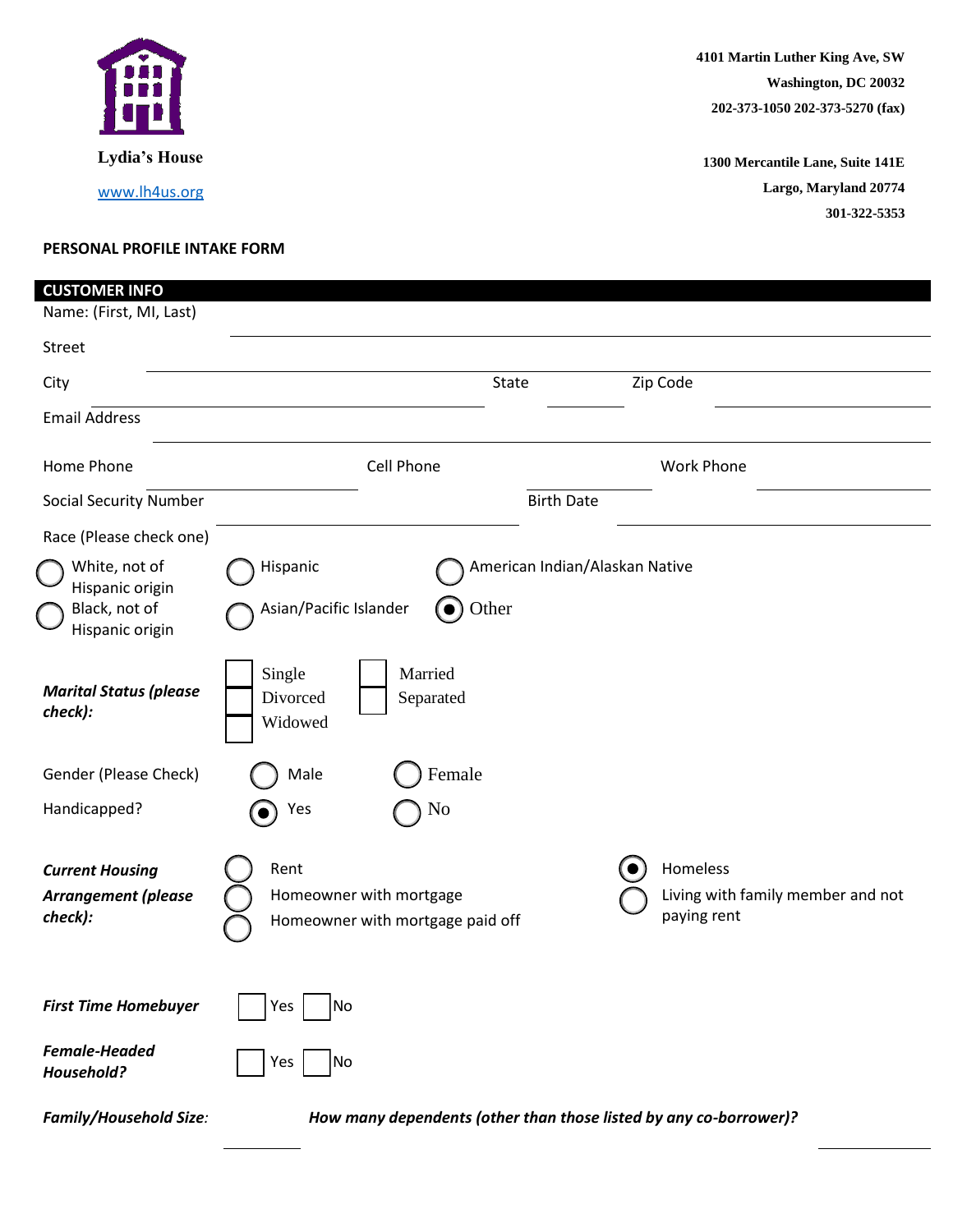**Lydia's House**

www.lh4us.org

**4101 Martin Luther King Ave, SW**
**Washington, DC 20032**
**202-373-1050 202-373-5270 (fax)**

**1300 Mercantile Lane, Suite 141E**
**Largo, Maryland 20774**
**301-322-5353**

**PERSONAL PROFILE INTAKE FORM**

## CUSTOMER INFO

Name: (First, MI, Last) ______________________________

Street ______________________________

City ______________________ State __________ Zip Code __________

Email Address ______________________________

Home Phone __________ Cell Phone __________ Work Phone __________

Social Security Number ______________________ Birth Date ______________________

Race (Please check one)

- ◯ White, not of Hispanic origin
- ◯ Black, not of Hispanic origin
- ◯ Hispanic
- ◯ Asian/Pacific Islander
- ◯ American Indian/Alaskan Native
- ◉ Other

***Marital Status (please check):***

- ☐ Single
- ☐ Divorced
- ☐ Widowed
- ☐ Married
- ☐ Separated

Gender (Please Check) ◯ Male ◯ Female

Handicapped? ◉ Yes ◯ No

***Current Housing Arrangement (please check):***

- ◯ Rent
- ◯ Homeowner with mortgage
- ◯ Homeowner with mortgage paid off
- ◉ Homeless
- ◯ Living with family member and not paying rent

***First Time Homebuyer*** ☐ Yes ☐ No

***Female-Headed Household?*** ☐ Yes ☐ No

***Family/Household Size:*** __________ ***How many dependents (other than those listed by any co-borrower)?*** __________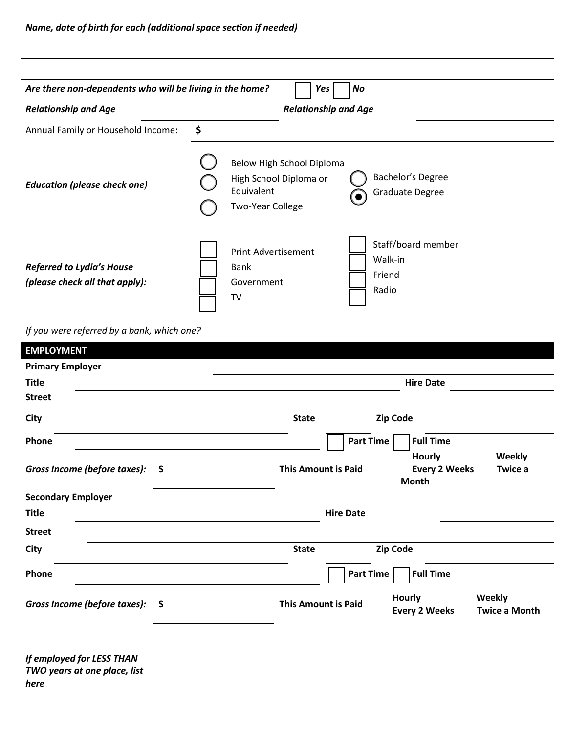*Name, date of birth for each (additional space section if needed)*

---

***Are there non-dependents who will be living in the home?*** ☐ ***Yes*** ☐ ***No***

***Relationship and Age*** ____________ ***Relationship and Age*** ____________

Annual Family or Household Income**:** **$** ____________

***Education (please check one)***

- ○ Below High School Diploma
- ○ High School Diploma or Equivalent
- ○ Two-Year College
- ○ Bachelor's Degree
- ◉ Graduate Degree

***Referred to Lydia's House (please check all that apply):***

- ☐ Print Advertisement
- ☐ Bank
- ☐ Government
- ☐ TV
- ☐ Staff/board member
- ☐ Walk-in
- ☐ Friend
- ☐ Radio

*If you were referred by a bank, which one?*

## EMPLOYMENT

**Primary Employer** ____________

**Title** ____________ **Hire Date** ____________

**Street** ____________

**City** ____________ **State** ____________ **Zip Code** ____________

**Phone** ____________ ☐ **Part Time** ☐ **Full Time**

***Gross Income (before taxes):*** **S** ____________ **This Amount is Paid** **Hourly** **Weekly** **Every 2 Weeks** **Twice a Month**

**Secondary Employer** ____________

**Title** ____________ **Hire Date** ____________

**Street** ____________

**City** ____________ **State** ____________ **Zip Code** ____________

**Phone** ____________ ☐ **Part Time** ☐ **Full Time**

***Gross Income (before taxes):*** **S** ____________ **This Amount is Paid** **Hourly** **Weekly** **Every 2 Weeks** **Twice a Month**

***If employed for LESS THAN TWO years at one place, list here***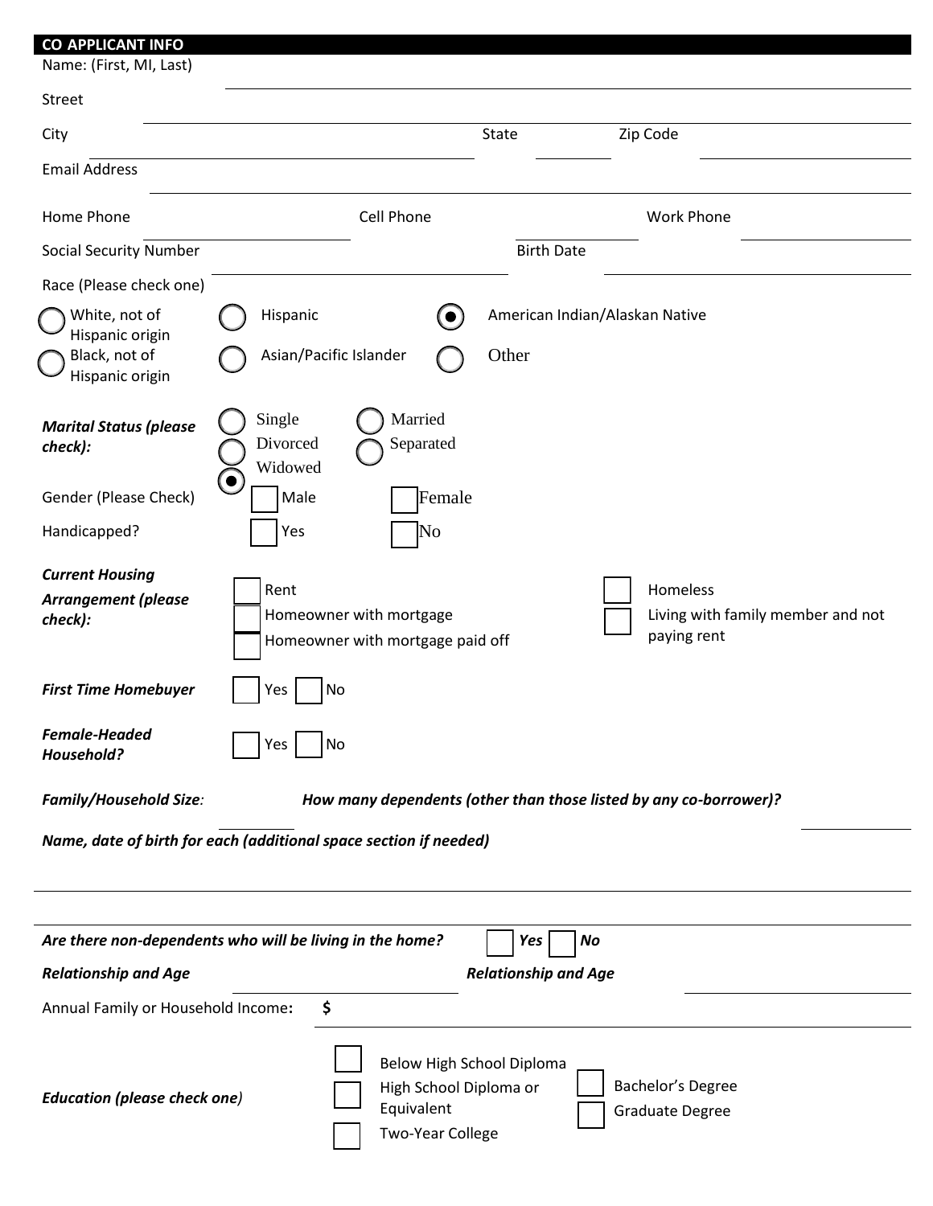## CO APPLICANT INFO

Name: (First, MI, Last) ______________________

Street ______________________

City ______________________ State __________ Zip Code ______________________

Email Address ______________________

Home Phone ______________ Cell Phone ______________ Work Phone ______________

Social Security Number ______________________ Birth Date ______________________

Race (Please check one)

- ○ White, not of Hispanic origin
- ○ Black, not of Hispanic origin
- ○ Hispanic
- ○ Asian/Pacific Islander
- ◉ American Indian/Alaskan Native
- ○ Other

***Marital Status (please check):***

- ○ Single
- ○ Married
- ○ Divorced
- ○ Separated
- ◉ Widowed

Gender (Please Check) ☐ Male ☐ Female

Handicapped? ☐ Yes ☐ No

***Current Housing Arrangement (please check):***

- ☐ Rent
- ☐ Homeowner with mortgage
- ☐ Homeowner with mortgage paid off
- ☐ Homeless
- ☐ Living with family member and not paying rent

***First Time Homebuyer*** ☐ Yes ☐ No

***Female-Headed Household?*** ☐ Yes ☐ No

***Family/Household Size:*** __________ ***How many dependents (other than those listed by any co-borrower)?*** __________

***Name, date of birth for each (additional space section if needed)***

______________________

______________________

***Are there non-dependents who will be living in the home?*** ☐ ***Yes*** ☐ ***No***

***Relationship and Age*** ______________________ ***Relationship and Age*** ______________________

Annual Family or Household Income**:** **$** ______________________

***Education (please check one)***

- ☐ Below High School Diploma
- ☐ High School Diploma or Equivalent
- ☐ Two-Year College
- ☐ Bachelor's Degree
- ☐ Graduate Degree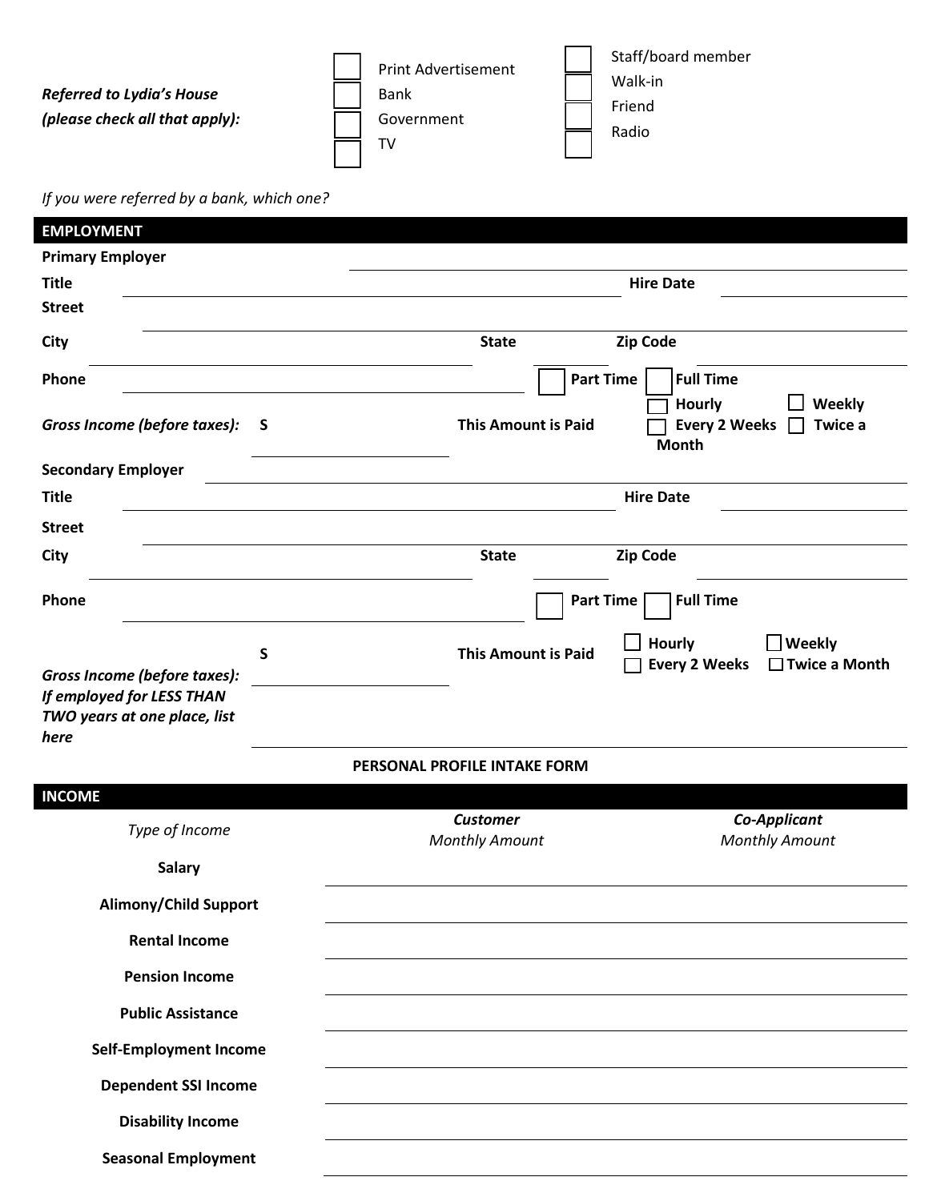***Referred to Lydia's House (please check all that apply):***

- [ ] Print Advertisement
- [ ] Bank
- [ ] Government
- [ ] TV
- [ ] Staff/board member
- [ ] Walk-in
- [ ] Friend
- [ ] Radio

*If you were referred by a bank, which one?*

## EMPLOYMENT

**Primary Employer** ______________________________

**Title** ______________________________ **Hire Date** ______________

**Street** ______________________________

**City** ______________________________ **State** ________ **Zip Code** ______________

**Phone** ______________________________ ☐ **Part Time** ☐ **Full Time**

***Gross Income (before taxes):*** **S** ______________ **This Amount is Paid** ☐ **Hourly** ☐ **Weekly** ☐ **Every 2 Weeks** ☐ **Twice a Month**

**Secondary Employer** ______________________________

**Title** ______________________________ **Hire Date** ______________

**Street** ______________________________

**City** ______________________________ **State** ________ **Zip Code** ______________

**Phone** ______________________________ ☐ **Part Time** ☐ **Full Time**

***Gross Income (before taxes):*** **S** ______________ **This Amount is Paid** ☐ **Hourly** ☐ **Weekly** ☐ **Every 2 Weeks** ☐ **Twice a Month**

***If employed for LESS THAN TWO years at one place, list here*** ______________________________

**PERSONAL PROFILE INTAKE FORM**

## INCOME

| *Type of Income* | ***Customer*** *Monthly Amount* | ***Co-Applicant*** *Monthly Amount* |
|---|---|---|
| **Salary** | | |
| **Alimony/Child Support** | | |
| **Rental Income** | | |
| **Pension Income** | | |
| **Public Assistance** | | |
| **Self-Employment Income** | | |
| **Dependent SSI Income** | | |
| **Disability Income** | | |
| **Seasonal Employment** | | |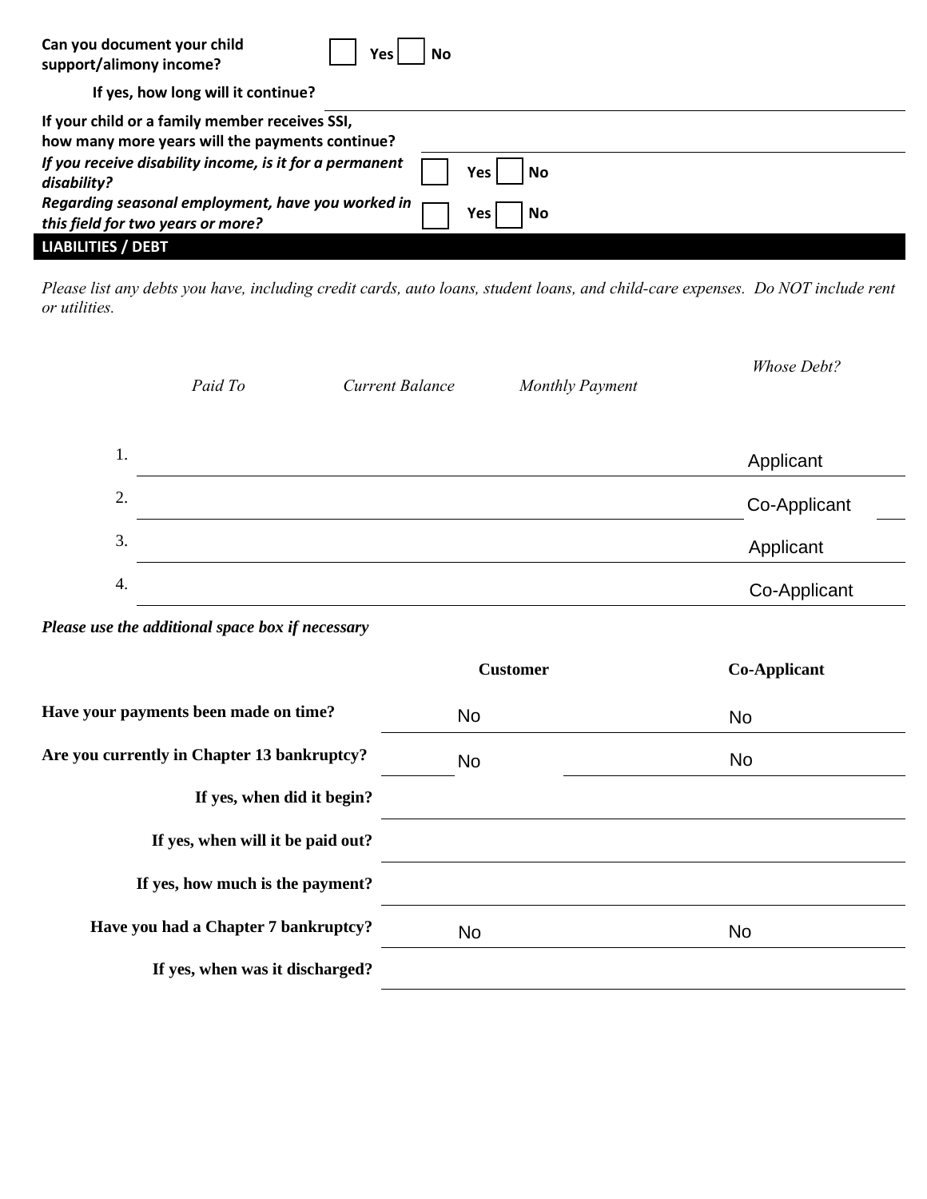Can you document your child support/alimony income? ☐ Yes ☐ No

If yes, how long will it continue?

If your child or a family member receives SSI, how many more years will the payments continue?

*If you receive disability income, is it for a permanent disability?* ☐ Yes ☐ No

*Regarding seasonal employment, have you worked in this field for two years or more?* ☐ Yes ☐ No

## LIABILITIES / DEBT

*Please list any debts you have, including credit cards, auto loans, student loans, and child-care expenses. Do NOT include rent or utilities.*

| | *Paid To* | *Current Balance* | *Monthly Payment* | *Whose Debt?* |
|---|---|---|---|---|
| 1. | | | | Applicant |
| 2. | | | | Co-Applicant |
| 3. | | | | Applicant |
| 4. | | | | Co-Applicant |

***Please use the additional space box if necessary***

| | **Customer** | **Co-Applicant** |
|---|---|---|
| **Have your payments been made on time?** | No | No |
| **Are you currently in Chapter 13 bankruptcy?** | No | No |
| **If yes, when did it begin?** | | |
| **If yes, when will it be paid out?** | | |
| **If yes, how much is the payment?** | | |
| **Have you had a Chapter 7 bankruptcy?** | No | No |
| **If yes, when was it discharged?** | | |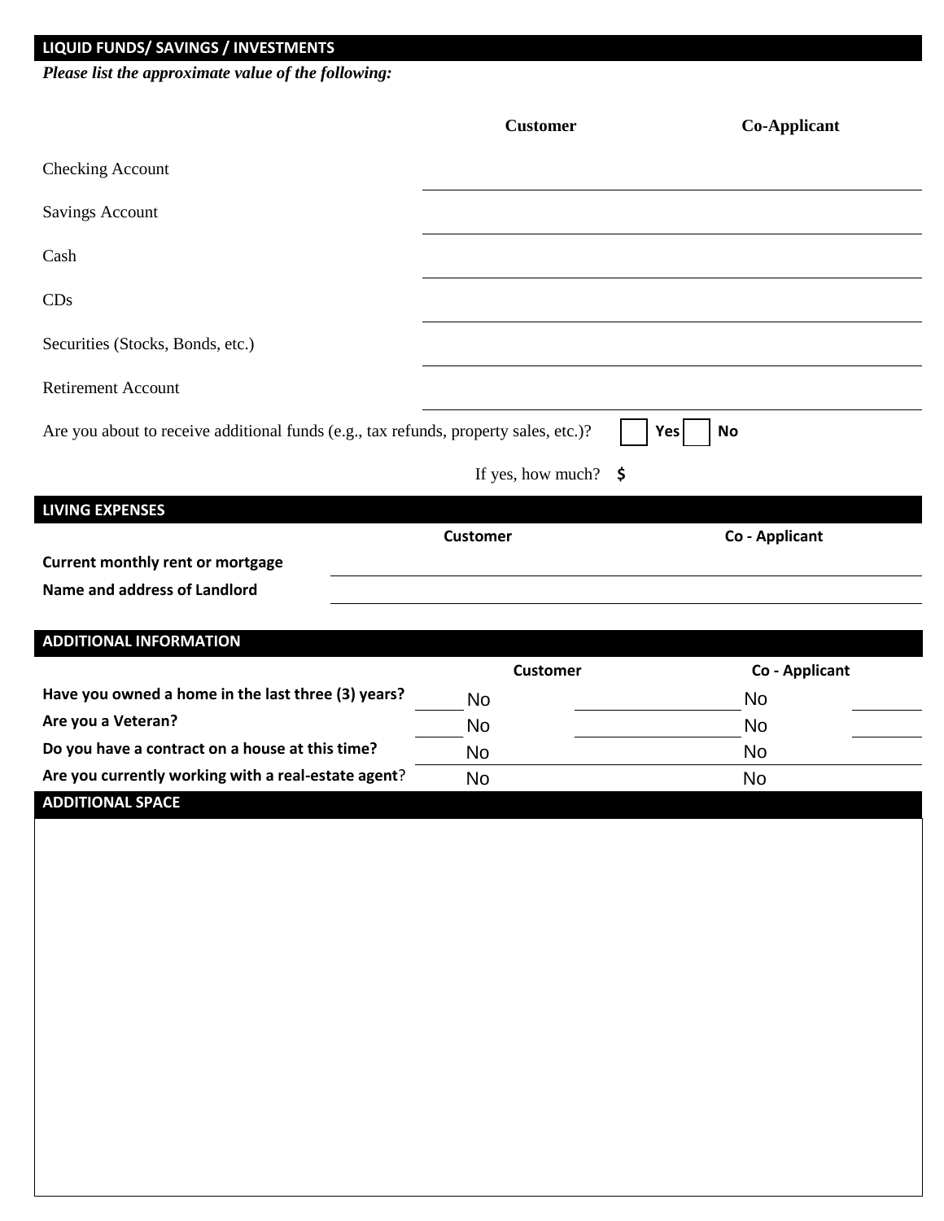## LIQUID FUNDS/ SAVINGS / INVESTMENTS

***Please list the approximate value of the following:***

| | Customer | Co-Applicant |
|---|---|---|
| Checking Account | | |
| Savings Account | | |
| Cash | | |
| CDs | | |
| Securities (Stocks, Bonds, etc.) | | |
| Retirement Account | | |

Are you about to receive additional funds (e.g., tax refunds, property sales, etc.)? ☐ **Yes** ☐ **No**

If yes, how much? **$**

## LIVING EXPENSES

| | Customer | Co - Applicant |
|---|---|---|
| **Current monthly rent or mortgage** | | |
| **Name and address of Landlord** | | |

## ADDITIONAL INFORMATION

| | Customer | Co - Applicant |
|---|---|---|
| **Have you owned a home in the last three (3) years?** | No | No |
| **Are you a Veteran?** | No | No |
| **Do you have a contract on a house at this time?** | No | No |
| **Are you currently working with a real-estate agent?** | No | No |

## ADDITIONAL SPACE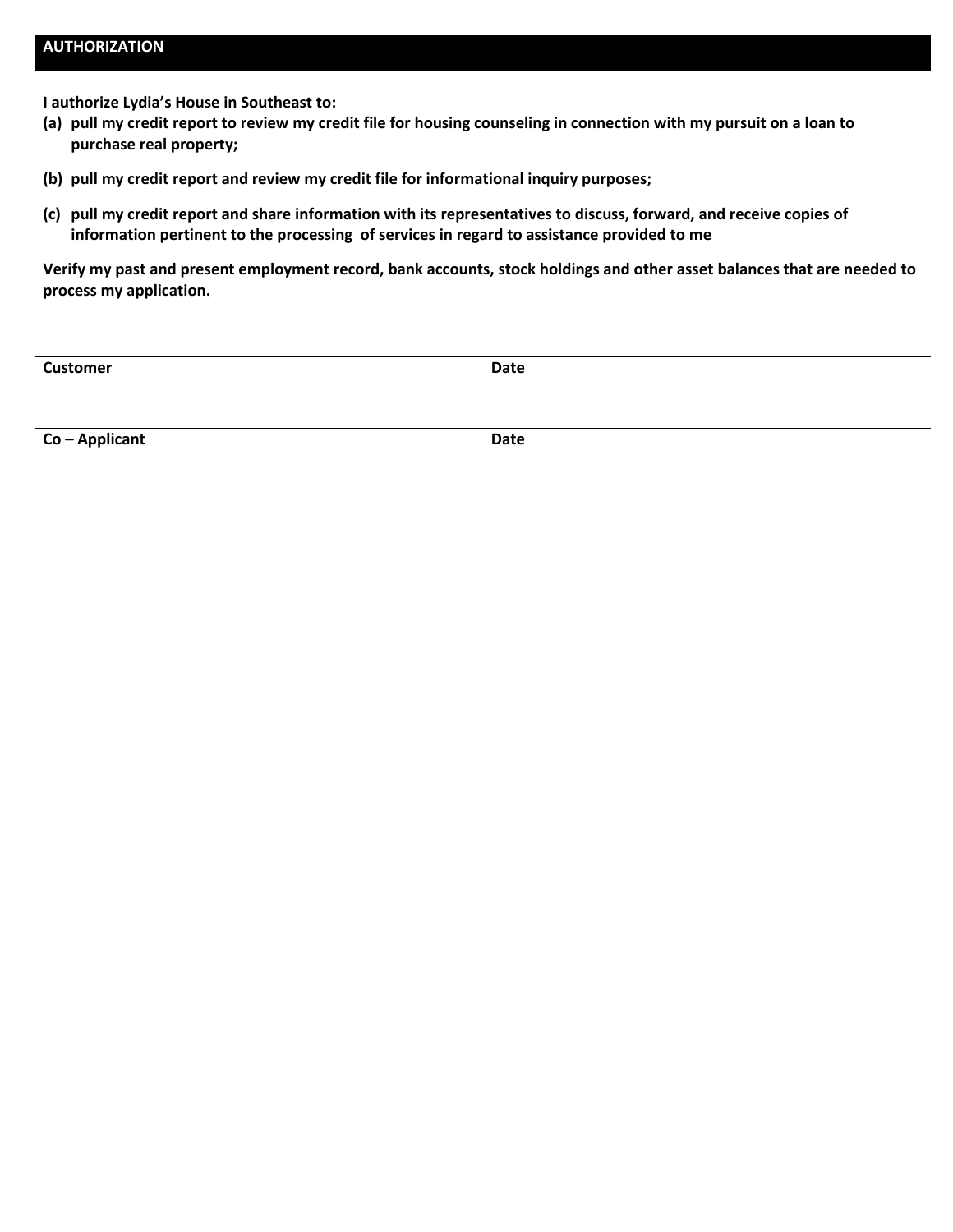## AUTHORIZATION

**I authorize Lydia's House in Southeast to:**

**(a) pull my credit report to review my credit file for housing counseling in connection with my pursuit on a loan to purchase real property;**

**(b) pull my credit report and review my credit file for informational inquiry purposes;**

**(c) pull my credit report and share information with its representatives to discuss, forward, and receive copies of information pertinent to the processing of services in regard to assistance provided to me**

**Verify my past and present employment record, bank accounts, stock holdings and other asset balances that are needed to process my application.**

| | |
|---|---|
| **Customer** | **Date** |
| **Co – Applicant** | **Date** |